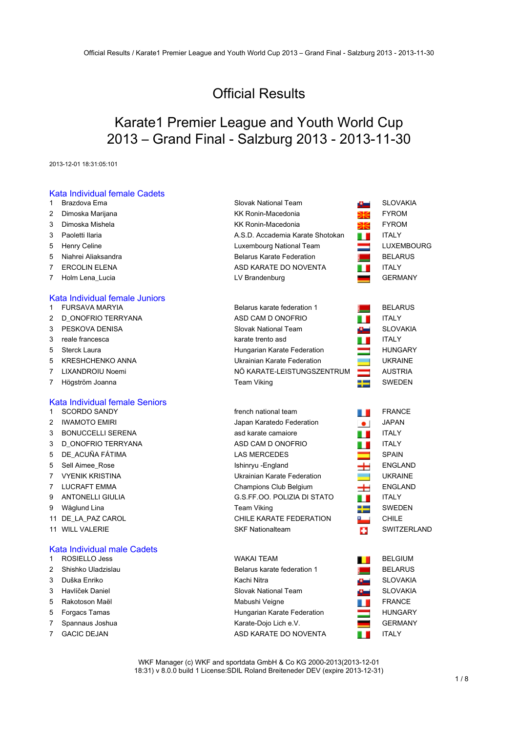# Official Results

# Karate1 Premier League and Youth World Cup 2013 – Grand Final - Salzburg 2013 - 2013-11-30

2013-12-01 18:31:05:101

## Kata Individual female Cadets

| | | | |
|---|---|---|---|
| 1 | Brazdova Ema | Slovak National Team | SLOVAKIA |
| 2 | Dimoska Marijana | KK Ronin-Macedonia | FYROM |
| 3 | Dimoska Mishela | KK Ronin-Macedonia | FYROM |
| 3 | Paoletti Ilaria | A.S.D. Accademia Karate Shotokan | ITALY |
| 5 | Henry Celine | Luxembourg National Team | LUXEMBOURG |
| 5 | Niahrei Aliaksandra | Belarus Karate Federation | BELARUS |
| 7 | ERCOLIN ELENA | ASD KARATE DO NOVENTA | ITALY |
| 7 | Holm Lena_Lucia | LV Brandenburg | GERMANY |

## Kata Individual female Juniors

| | | | |
|---|---|---|---|
| 1 | FURSAVA MARYIA | Belarus karate federation 1 | BELARUS |
| 2 | D_ONOFRIO TERRYANA | ASD CAM D ONOFRIO | ITALY |
| 3 | PESKOVA DENISA | Slovak National Team | SLOVAKIA |
| 3 | reale francesca | karate trento asd | ITALY |
| 5 | Sterck Laura | Hungarian Karate Federation | HUNGARY |
| 5 | KRESHCHENKO ANNA | Ukrainian Karate Federation | UKRAINE |
| 7 | LIXANDROIU Noemi | NÖ KARATE-LEISTUNGSZENTRUM | AUSTRIA |
| 7 | Högström Joanna | Team Viking | SWEDEN |

## Kata Individual female Seniors

| | | | |
|---|---|---|---|
| 1 | SCORDO SANDY | french national team | FRANCE |
| 2 | IWAMOTO EMIRI | Japan Karatedo Federation | JAPAN |
| 3 | BONUCCELLI SERENA | asd karate camaiore | ITALY |
| 3 | D_ONOFRIO TERRYANA | ASD CAM D ONOFRIO | ITALY |
| 5 | DE_ACUÑA FÁTIMA | LAS MERCEDES | SPAIN |
| 5 | Sell Aimee_Rose | Ishinryu -England | ENGLAND |
| 7 | VYENIK KRISTINA | Ukrainian Karate Federation | UKRAINE |
| 7 | LUCRAFT EMMA | Champions Club Belgium | ENGLAND |
| 9 | ANTONELLI GIULIA | G.S.FF.OO. POLIZIA DI STATO | ITALY |
| 9 | Wåglund Lina | Team Viking | SWEDEN |
| 11 | DE_LA_PAZ CAROL | CHILE KARATE FEDERATION | CHILE |
| 11 | WILL VALERIE | SKF Nationalteam | SWITZERLAND |

## Kata Individual male Cadets

| | | | |
|---|---|---|---|
| 1 | ROSIELLO Jess | WAKAI TEAM | BELGIUM |
| 2 | Shishko Uladzislau | Belarus karate federation 1 | BELARUS |
| 3 | Duška Enriko | Kachi Nitra | SLOVAKIA |
| 3 | Havlíček Daniel | Slovak National Team | SLOVAKIA |
| 5 | Rakotoson Maël | Mabushi Veigne | FRANCE |
| 5 | Forgacs Tamas | Hungarian Karate Federation | HUNGARY |
| 7 | Spannaus Joshua | Karate-Dojo Lich e.V. | GERMANY |
| 7 | GACIC DEJAN | ASD KARATE DO NOVENTA | ITALY |

WKF Manager (c) WKF and sportdata GmbH & Co KG 2000-2013(2013-12-01 18:31) v 8.0.0 build 1 License:SDIL Roland Breiteneder DEV (expire 2013-12-31)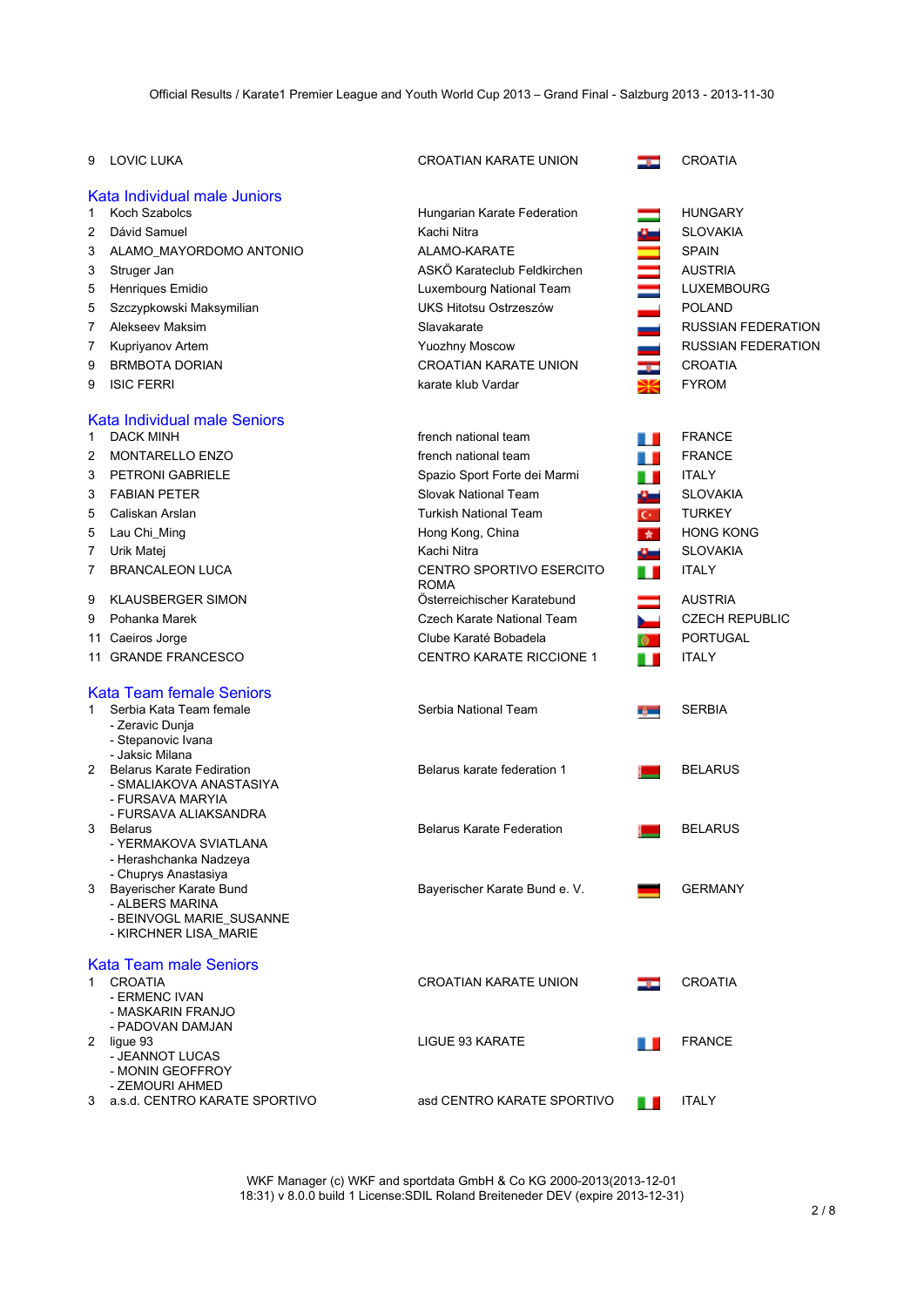| | | | |
|---|---|---|---|
| 9 | LOVIC LUKA | CROATIAN KARATE UNION | CROATIA |

## Kata Individual male Juniors

| | | | |
|---|---|---|---|
| 1 | Koch Szabolcs | Hungarian Karate Federation | HUNGARY |
| 2 | Dávid Samuel | Kachi Nitra | SLOVAKIA |
| 3 | ALAMO_MAYORDOMO ANTONIO | ALAMO-KARATE | SPAIN |
| 3 | Struger Jan | ASKÖ Karateclub Feldkirchen | AUSTRIA |
| 5 | Henriques Emidio | Luxembourg National Team | LUXEMBOURG |
| 5 | Szczypkowski Maksymilian | UKS Hitotsu Ostrzeszów | POLAND |
| 7 | Alekseev Maksim | Slavakarate | RUSSIAN FEDERATION |
| 7 | Kupriyanov Artem | Yuozhny Moscow | RUSSIAN FEDERATION |
| 9 | BRMBOTA DORIAN | CROATIAN KARATE UNION | CROATIA |
| 9 | ISIC FERRI | karate klub Vardar | FYROM |

## Kata Individual male Seniors

| | | | |
|---|---|---|---|
| 1 | DACK MINH | french national team | FRANCE |
| 2 | MONTARELLO ENZO | french national team | FRANCE |
| 3 | PETRONI GABRIELE | Spazio Sport Forte dei Marmi | ITALY |
| 3 | FABIAN PETER | Slovak National Team | SLOVAKIA |
| 5 | Caliskan Arslan | Turkish National Team | TURKEY |
| 5 | Lau Chi_Ming | Hong Kong, China | HONG KONG |
| 7 | Urik Matej | Kachi Nitra | SLOVAKIA |
| 7 | BRANCALEON LUCA | CENTRO SPORTIVO ESERCITO ROMA | ITALY |
| 9 | KLAUSBERGER SIMON | Österreichischer Karatebund | AUSTRIA |
| 9 | Pohanka Marek | Czech Karate National Team | CZECH REPUBLIC |
| 11 | Caeiros Jorge | Clube Karaté Bobadela | PORTUGAL |
| 11 | GRANDE FRANCESCO | CENTRO KARATE RICCIONE 1 | ITALY |

## Kata Team female Seniors

| | | | |
|---|---|---|---|
| 1 | Serbia Kata Team female<br>- Zeravic Dunja<br>- Stepanovic Ivana<br>- Jaksic Milana | Serbia National Team | SERBIA |
| 2 | Belarus Karate Fediration<br>- SMALIAKOVA ANASTASIYA<br>- FURSAVA MARYIA<br>- FURSAVA ALIAKSANDRA | Belarus karate federation 1 | BELARUS |
| 3 | Belarus<br>- YERMAKOVA SVIATLANA<br>- Herashchanka Nadzeya<br>- Chuprys Anastasiya | Belarus Karate Federation | BELARUS |
| 3 | Bayerischer Karate Bund<br>- ALBERS MARINA<br>- BEINVOGL MARIE_SUSANNE<br>- KIRCHNER LISA_MARIE | Bayerischer Karate Bund e. V. | GERMANY |

## Kata Team male Seniors

| | | | |
|---|---|---|---|
| 1 | CROATIA<br>- ERMENC IVAN<br>- MASKARIN FRANJO<br>- PADOVAN DAMJAN | CROATIAN KARATE UNION | CROATIA |
| 2 | ligue 93<br>- JEANNOT LUCAS<br>- MONIN GEOFFROY<br>- ZEMOURI AHMED | LIGUE 93 KARATE | FRANCE |
| 3 | a.s.d. CENTRO KARATE SPORTIVO | asd CENTRO KARATE SPORTIVO | ITALY |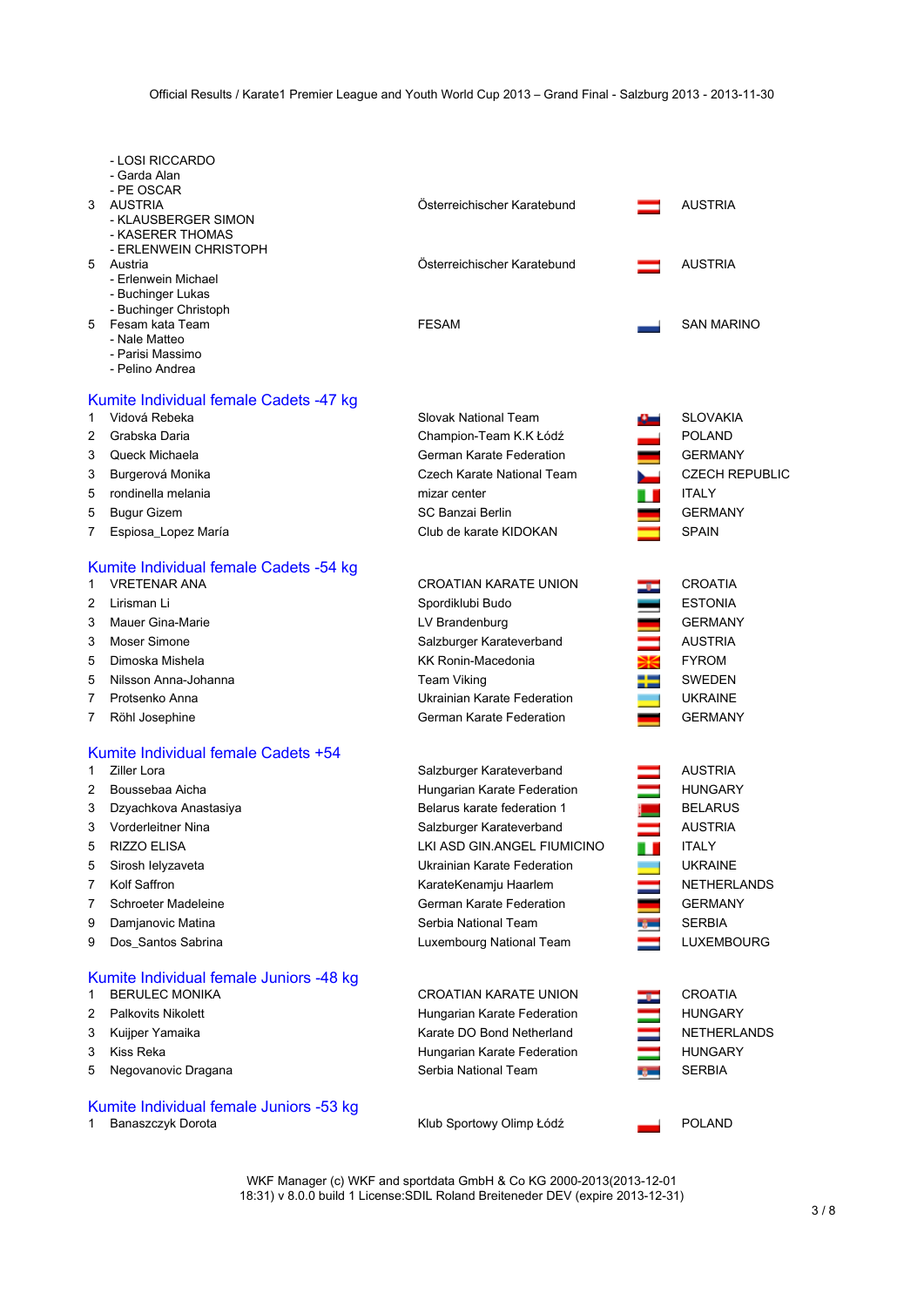- LOSI RICCARDO
- Garda Alan
- PE OSCAR

| | | | |
|---|---|---|---|
| 3 | AUSTRIA<br>- KLAUSBERGER SIMON<br>- KASERER THOMAS<br>- ERLENWEIN CHRISTOPH | Österreichischer Karatebund | AUSTRIA |
| 5 | Austria<br>- Erlenwein Michael<br>- Buchinger Lukas<br>- Buchinger Christoph | Österreichischer Karatebund | AUSTRIA |
| 5 | Fesam kata Team<br>- Nale Matteo<br>- Parisi Massimo<br>- Pelino Andrea | FESAM | SAN MARINO |

## Kumite Individual female Cadets -47 kg

| | | | |
|---|---|---|---|
| 1 | Vidová Rebeka | Slovak National Team | SLOVAKIA |
| 2 | Grabska Daria | Champion-Team K.K Łódź | POLAND |
| 3 | Queck Michaela | German Karate Federation | GERMANY |
| 3 | Burgerová Monika | Czech Karate National Team | CZECH REPUBLIC |
| 5 | rondinella melania | mizar center | ITALY |
| 5 | Bugur Gizem | SC Banzai Berlin | GERMANY |
| 7 | Espiosa_Lopez María | Club de karate KIDOKAN | SPAIN |

## Kumite Individual female Cadets -54 kg

| | | | |
|---|---|---|---|
| 1 | VRETENAR ANA | CROATIAN KARATE UNION | CROATIA |
| 2 | Lirisman Li | Spordiklubi Budo | ESTONIA |
| 3 | Mauer Gina-Marie | LV Brandenburg | GERMANY |
| 3 | Moser Simone | Salzburger Karateverband | AUSTRIA |
| 5 | Dimoska Mishela | KK Ronin-Macedonia | FYROM |
| 5 | Nilsson Anna-Johanna | Team Viking | SWEDEN |
| 7 | Protsenko Anna | Ukrainian Karate Federation | UKRAINE |
| 7 | Röhl Josephine | German Karate Federation | GERMANY |

## Kumite Individual female Cadets +54

| | | | |
|---|---|---|---|
| 1 | Ziller Lora | Salzburger Karateverband | AUSTRIA |
| 2 | Boussebaa Aicha | Hungarian Karate Federation | HUNGARY |
| 3 | Dzyachkova Anastasiya | Belarus karate federation 1 | BELARUS |
| 3 | Vorderleitner Nina | Salzburger Karateverband | AUSTRIA |
| 5 | RIZZO ELISA | LKI ASD GIN.ANGEL FIUMICINO | ITALY |
| 5 | Sirosh Ielyzaveta | Ukrainian Karate Federation | UKRAINE |
| 7 | Kolf Saffron | KarateKenamju Haarlem | NETHERLANDS |
| 7 | Schroeter Madeleine | German Karate Federation | GERMANY |
| 9 | Damjanovic Matina | Serbia National Team | SERBIA |
| 9 | Dos_Santos Sabrina | Luxembourg National Team | LUXEMBOURG |

## Kumite Individual female Juniors -48 kg

| | | | |
|---|---|---|---|
| 1 | BERULEC MONIKA | CROATIAN KARATE UNION | CROATIA |
| 2 | Palkovits Nikolett | Hungarian Karate Federation | HUNGARY |
| 3 | Kuijper Yamaika | Karate DO Bond Netherland | NETHERLANDS |
| 3 | Kiss Reka | Hungarian Karate Federation | HUNGARY |
| 5 | Negovanovic Dragana | Serbia National Team | SERBIA |

## Kumite Individual female Juniors -53 kg

| | | | |
|---|---|---|---|
| 1 | Banaszczyk Dorota | Klub Sportowy Olimp Łódź | POLAND |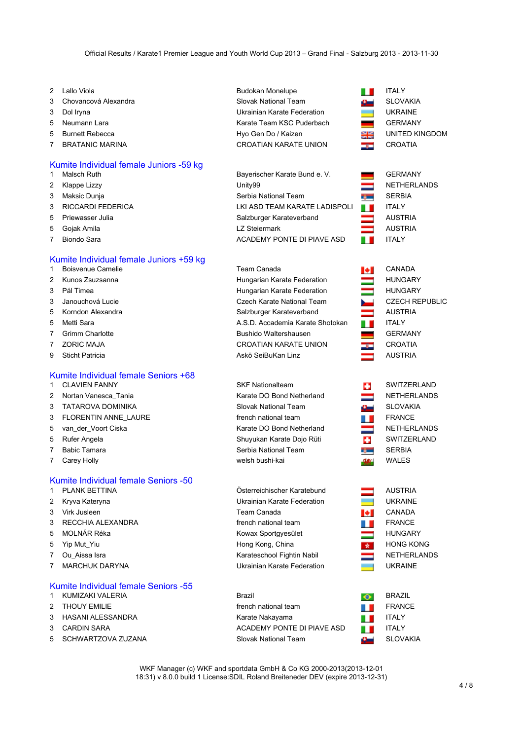Official Results / Karate1 Premier League and Youth World Cup 2013 – Grand Final - Salzburg 2013 - 2013-11-30

| | | | |
|---|---|---|---|
| 2 | Lallo Viola | Budokan Monelupe | ITALY |
| 3 | Chovancová Alexandra | Slovak National Team | SLOVAKIA |
| 3 | Dol Iryna | Ukrainian Karate Federation | UKRAINE |
| 5 | Neumann Lara | Karate Team KSC Puderbach | GERMANY |
| 5 | Burnett Rebecca | Hyo Gen Do / Kaizen | UNITED KINGDOM |
| 7 | BRATANIC MARINA | CROATIAN KARATE UNION | CROATIA |

## Kumite Individual female Juniors -59 kg

| | | | |
|---|---|---|---|
| 1 | Malsch Ruth | Bayerischer Karate Bund e. V. | GERMANY |
| 2 | Klappe Lizzy | Unity99 | NETHERLANDS |
| 3 | Maksic Dunja | Serbia National Team | SERBIA |
| 3 | RICCARDI FEDERICA | LKI ASD TEAM KARATE LADISPOLI | ITALY |
| 5 | Priewasser Julia | Salzburger Karateverband | AUSTRIA |
| 5 | Gojak Amila | LZ Steiermark | AUSTRIA |
| 7 | Biondo Sara | ACADEMY PONTE DI PIAVE ASD | ITALY |

## Kumite Individual female Juniors +59 kg

| | | | |
|---|---|---|---|
| 1 | Boisvenue Camelie | Team Canada | CANADA |
| 2 | Kunos Zsuzsanna | Hungarian Karate Federation | HUNGARY |
| 3 | Pál Timea | Hungarian Karate Federation | HUNGARY |
| 3 | Janouchová Lucie | Czech Karate National Team | CZECH REPUBLIC |
| 5 | Korndon Alexandra | Salzburger Karateverband | AUSTRIA |
| 5 | Metti Sara | A.S.D. Accademia Karate Shotokan | ITALY |
| 7 | Grimm Charlotte | Bushido Waltershausen | GERMANY |
| 7 | ZORIC MAJA | CROATIAN KARATE UNION | CROATIA |
| 9 | Sticht Patricia | Askö SeiBuKan Linz | AUSTRIA |

## Kumite Individual female Seniors +68

| | | | |
|---|---|---|---|
| 1 | CLAVIEN FANNY | SKF Nationalteam | SWITZERLAND |
| 2 | Nortan Vanesa_Tania | Karate DO Bond Netherland | NETHERLANDS |
| 3 | TATAROVA DOMINIKA | Slovak National Team | SLOVAKIA |
| 3 | FLORENTIN ANNE_LAURE | french national team | FRANCE |
| 5 | van_der_Voort Ciska | Karate DO Bond Netherland | NETHERLANDS |
| 5 | Rufer Angela | Shuyukan Karate Dojo Rüti | SWITZERLAND |
| 7 | Babic Tamara | Serbia National Team | SERBIA |
| 7 | Carey Holly | welsh bushi-kai | WALES |

## Kumite Individual female Seniors -50

| | | | |
|---|---|---|---|
| 1 | PLANK BETTINA | Österreichischer Karatebund | AUSTRIA |
| 2 | Kryva Kateryna | Ukrainian Karate Federation | UKRAINE |
| 3 | Virk Jusleen | Team Canada | CANADA |
| 3 | RECCHIA ALEXANDRA | french national team | FRANCE |
| 5 | MOLNÁR Réka | Kowax Sportgyesület | HUNGARY |
| 5 | Yip Mut_Yiu | Hong Kong, China | HONG KONG |
| 7 | Ou_Aissa Isra | Karateschool Fightin Nabil | NETHERLANDS |
| 7 | MARCHUK DARYNA | Ukrainian Karate Federation | UKRAINE |

## Kumite Individual female Seniors -55

| | | | |
|---|---|---|---|
| 1 | KUMIZAKI VALERIA | Brazil | BRAZIL |
| 2 | THOUY EMILIE | french national team | FRANCE |
| 3 | HASANI ALESSANDRA | Karate Nakayama | ITALY |
| 3 | CARDIN SARA | ACADEMY PONTE DI PIAVE ASD | ITALY |
| 5 | SCHWARTZOVA ZUZANA | Slovak National Team | SLOVAKIA |

WKF Manager (c) WKF and sportdata GmbH & Co KG 2000-2013(2013-12-01 18:31) v 8.0.0 build 1 License:SDIL Roland Breiteneder DEV (expire 2013-12-31)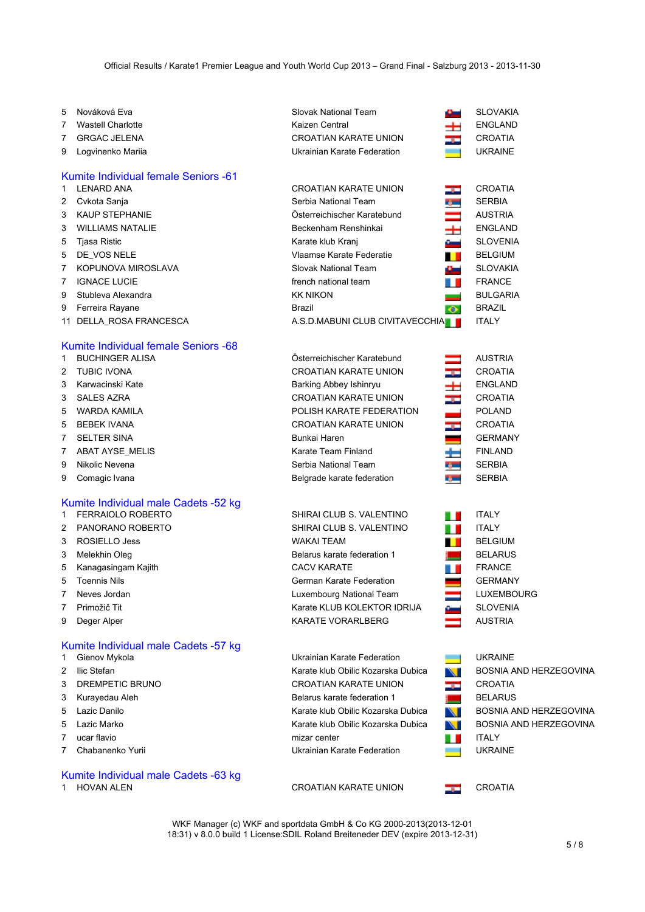| | | | |
|---|---|---|---|
| 5 | Nováková Eva | Slovak National Team | SLOVAKIA |
| 7 | Wastell Charlotte | Kaizen Central | ENGLAND |
| 7 | GRGAC JELENA | CROATIAN KARATE UNION | CROATIA |
| 9 | Logvinenko Mariia | Ukrainian Karate Federation | UKRAINE |

## Kumite Individual female Seniors -61

| | | | |
|---|---|---|---|
| 1 | LENARD ANA | CROATIAN KARATE UNION | CROATIA |
| 2 | Cvkota Sanja | Serbia National Team | SERBIA |
| 3 | KAUP STEPHANIE | Österreichischer Karatebund | AUSTRIA |
| 3 | WILLIAMS NATALIE | Beckenham Renshinkai | ENGLAND |
| 5 | Tjasa Ristic | Karate klub Kranj | SLOVENIA |
| 5 | DE_VOS NELE | Vlaamse Karate Federatie | BELGIUM |
| 7 | KOPUNOVA MIROSLAVA | Slovak National Team | SLOVAKIA |
| 7 | IGNACE LUCIE | french national team | FRANCE |
| 9 | Stubleva Alexandra | KK NIKON | BULGARIA |
| 9 | Ferreira Rayane | Brazil | BRAZIL |
| 11 | DELLA_ROSA FRANCESCA | A.S.D.MABUNI CLUB CIVITAVECCHIA | ITALY |

## Kumite Individual female Seniors -68

| | | | |
|---|---|---|---|
| 1 | BUCHINGER ALISA | Österreichischer Karatebund | AUSTRIA |
| 2 | TUBIC IVONA | CROATIAN KARATE UNION | CROATIA |
| 3 | Karwacinski Kate | Barking Abbey Ishinryu | ENGLAND |
| 3 | SALES AZRA | CROATIAN KARATE UNION | CROATIA |
| 5 | WARDA KAMILA | POLISH KARATE FEDERATION | POLAND |
| 5 | BEBEK IVANA | CROATIAN KARATE UNION | CROATIA |
| 7 | SELTER SINA | Bunkai Haren | GERMANY |
| 7 | ABAT AYSE_MELIS | Karate Team Finland | FINLAND |
| 9 | Nikolic Nevena | Serbia National Team | SERBIA |
| 9 | Comagic Ivana | Belgrade karate federation | SERBIA |

## Kumite Individual male Cadets -52 kg

| | | | |
|---|---|---|---|
| 1 | FERRAIOLO ROBERTO | SHIRAI CLUB S. VALENTINO | ITALY |
| 2 | PANORANO ROBERTO | SHIRAI CLUB S. VALENTINO | ITALY |
| 3 | ROSIELLO Jess | WAKAI TEAM | BELGIUM |
| 3 | Melekhin Oleg | Belarus karate federation 1 | BELARUS |
| 5 | Kanagasingam Kajith | CACV KARATE | FRANCE |
| 5 | Toennis Nils | German Karate Federation | GERMANY |
| 7 | Neves Jordan | Luxembourg National Team | LUXEMBOURG |
| 7 | Primožič Tit | Karate KLUB KOLEKTOR IDRIJA | SLOVENIA |
| 9 | Deger Alper | KARATE VORARLBERG | AUSTRIA |

## Kumite Individual male Cadets -57 kg

| | | | |
|---|---|---|---|
| 1 | Gienov Mykola | Ukrainian Karate Federation | UKRAINE |
| 2 | Ilic Stefan | Karate klub Obilic Kozarska Dubica | BOSNIA AND HERZEGOVINA |
| 3 | DREMPETIC BRUNO | CROATIAN KARATE UNION | CROATIA |
| 3 | Kurayedau Aleh | Belarus karate federation 1 | BELARUS |
| 5 | Lazic Danilo | Karate klub Obilic Kozarska Dubica | BOSNIA AND HERZEGOVINA |
| 5 | Lazic Marko | Karate klub Obilic Kozarska Dubica | BOSNIA AND HERZEGOVINA |
| 7 | ucar flavio | mizar center | ITALY |
| 7 | Chabanenko Yurii | Ukrainian Karate Federation | UKRAINE |

## Kumite Individual male Cadets -63 kg

| | | | |
|---|---|---|---|
| 1 | HOVAN ALEN | CROATIAN KARATE UNION | CROATIA |

WKF Manager (c) WKF and sportdata GmbH & Co KG 2000-2013(2013-12-01 18:31) v 8.0.0 build 1 License:SDIL Roland Breiteneder DEV (expire 2013-12-31)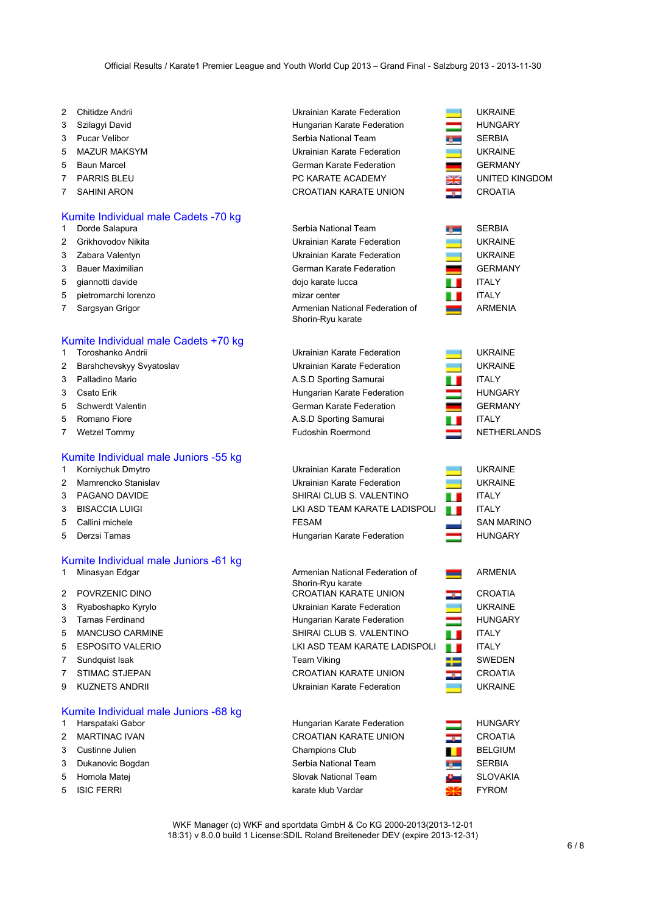| | | | |
|---|---|---|---|
| 2 | Chitidze Andrii | Ukrainian Karate Federation | UKRAINE |
| 3 | Szilagyi David | Hungarian Karate Federation | HUNGARY |
| 3 | Pucar Velibor | Serbia National Team | SERBIA |
| 5 | MAZUR MAKSYM | Ukrainian Karate Federation | UKRAINE |
| 5 | Baun Marcel | German Karate Federation | GERMANY |
| 7 | PARRIS BLEU | PC KARATE ACADEMY | UNITED KINGDOM |
| 7 | SAHINI ARON | CROATIAN KARATE UNION | CROATIA |

## Kumite Individual male Cadets -70 kg

| | | | |
|---|---|---|---|
| 1 | Dorde Salapura | Serbia National Team | SERBIA |
| 2 | Grikhovodov Nikita | Ukrainian Karate Federation | UKRAINE |
| 3 | Zabara Valentyn | Ukrainian Karate Federation | UKRAINE |
| 3 | Bauer Maximilian | German Karate Federation | GERMANY |
| 5 | giannotti davide | dojo karate lucca | ITALY |
| 5 | pietromarchi lorenzo | mizar center | ITALY |
| 7 | Sargsyan Grigor | Armenian National Federation of Shorin-Ryu karate | ARMENIA |

## Kumite Individual male Cadets +70 kg

| | | | |
|---|---|---|---|
| 1 | Toroshanko Andrii | Ukrainian Karate Federation | UKRAINE |
| 2 | Barshchevskyy Svyatoslav | Ukrainian Karate Federation | UKRAINE |
| 3 | Palladino Mario | A.S.D Sporting Samurai | ITALY |
| 3 | Csato Erik | Hungarian Karate Federation | HUNGARY |
| 5 | Schwerdt Valentin | German Karate Federation | GERMANY |
| 5 | Romano Fiore | A.S.D Sporting Samurai | ITALY |
| 7 | Wetzel Tommy | Fudoshin Roermond | NETHERLANDS |

## Kumite Individual male Juniors -55 kg

| | | | |
|---|---|---|---|
| 1 | Korniychuk Dmytro | Ukrainian Karate Federation | UKRAINE |
| 2 | Mamrencko Stanislav | Ukrainian Karate Federation | UKRAINE |
| 3 | PAGANO DAVIDE | SHIRAI CLUB S. VALENTINO | ITALY |
| 3 | BISACCIA LUIGI | LKI ASD TEAM KARATE LADISPOLI | ITALY |
| 5 | Callini michele | FESAM | SAN MARINO |
| 5 | Derzsi Tamas | Hungarian Karate Federation | HUNGARY |

## Kumite Individual male Juniors -61 kg

| | | | |
|---|---|---|---|
| 1 | Minasyan Edgar | Armenian National Federation of Shorin-Ryu karate | ARMENIA |
| 2 | POVRZENIC DINO | CROATIAN KARATE UNION | CROATIA |
| 3 | Ryaboshapko Kyrylo | Ukrainian Karate Federation | UKRAINE |
| 3 | Tamas Ferdinand | Hungarian Karate Federation | HUNGARY |
| 5 | MANCUSO CARMINE | SHIRAI CLUB S. VALENTINO | ITALY |
| 5 | ESPOSITO VALERIO | LKI ASD TEAM KARATE LADISPOLI | ITALY |
| 7 | Sundquist Isak | Team Viking | SWEDEN |
| 7 | STIMAC STJEPAN | CROATIAN KARATE UNION | CROATIA |
| 9 | KUZNETS ANDRII | Ukrainian Karate Federation | UKRAINE |

## Kumite Individual male Juniors -68 kg

| | | | |
|---|---|---|---|
| 1 | Harspataki Gabor | Hungarian Karate Federation | HUNGARY |
| 2 | MARTINAC IVAN | CROATIAN KARATE UNION | CROATIA |
| 3 | Custinne Julien | Champions Club | BELGIUM |
| 3 | Dukanovic Bogdan | Serbia National Team | SERBIA |
| 5 | Homola Matej | Slovak National Team | SLOVAKIA |
| 5 | ISIC FERRI | karate klub Vardar | FYROM |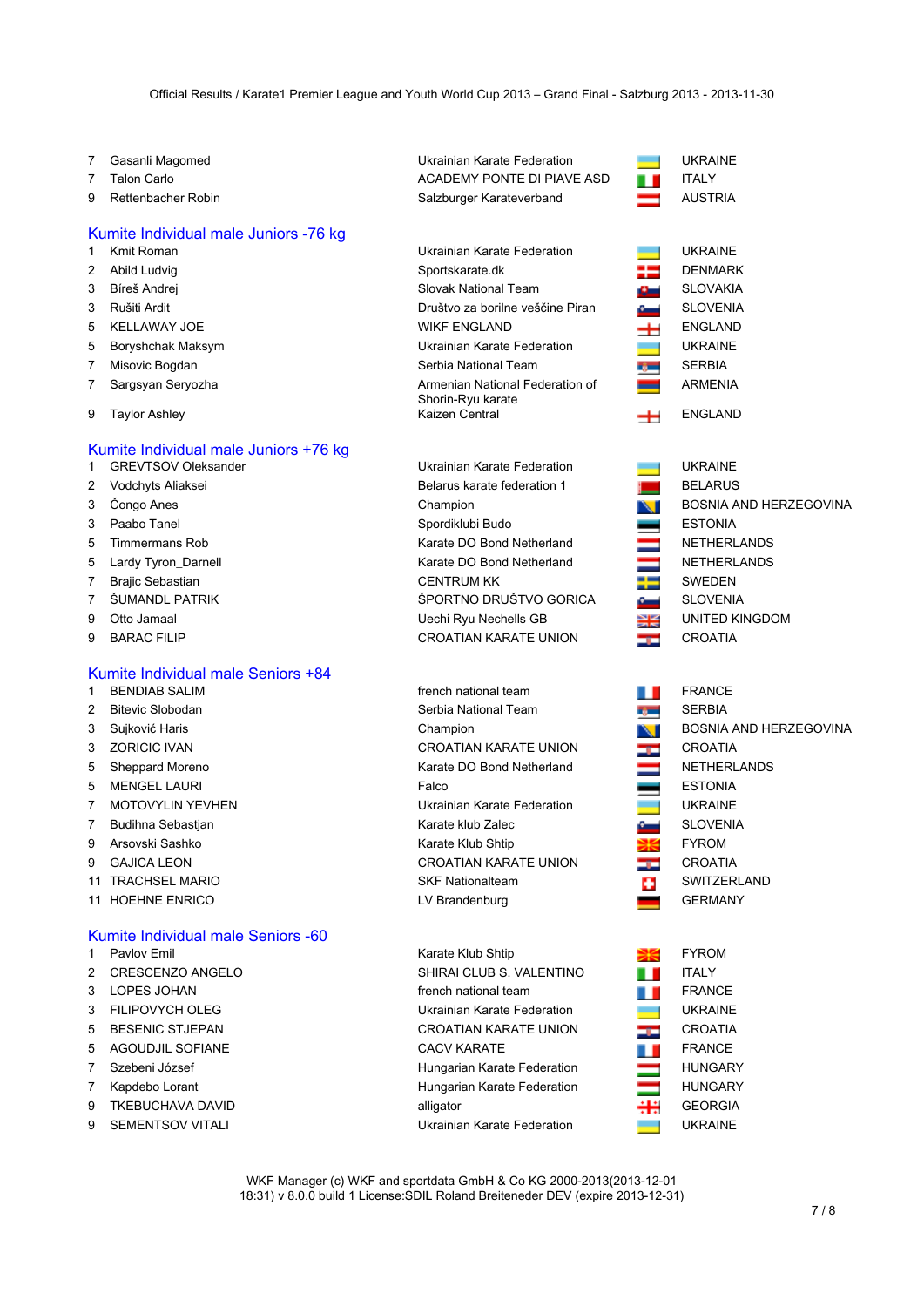| | | | |
|---|---|---|---|
| 7 | Gasanli Magomed | Ukrainian Karate Federation | UKRAINE |
| 7 | Talon Carlo | ACADEMY PONTE DI PIAVE ASD | ITALY |
| 9 | Rettenbacher Robin | Salzburger Karateverband | AUSTRIA |

## Kumite Individual male Juniors -76 kg

| | | | |
|---|---|---|---|
| 1 | Kmit Roman | Ukrainian Karate Federation | UKRAINE |
| 2 | Abild Ludvig | Sportskarate.dk | DENMARK |
| 3 | Bíreš Andrej | Slovak National Team | SLOVAKIA |
| 3 | Rušiti Ardit | Društvo za borilne veščine Piran | SLOVENIA |
| 5 | KELLAWAY JOE | WIKF ENGLAND | ENGLAND |
| 5 | Boryshchak Maksym | Ukrainian Karate Federation | UKRAINE |
| 7 | Misovic Bogdan | Serbia National Team | SERBIA |
| 7 | Sargsyan Seryozha | Armenian National Federation of Shorin-Ryu karate | ARMENIA |
| 9 | Taylor Ashley | Kaizen Central | ENGLAND |

## Kumite Individual male Juniors +76 kg

| | | | |
|---|---|---|---|
| 1 | GREVTSOV Oleksander | Ukrainian Karate Federation | UKRAINE |
| 2 | Vodchyts Aliaksei | Belarus karate federation 1 | BELARUS |
| 3 | Čongo Anes | Champion | BOSNIA AND HERZEGOVINA |
| 3 | Paabo Tanel | Spordiklubi Budo | ESTONIA |
| 5 | Timmermans Rob | Karate DO Bond Netherland | NETHERLANDS |
| 5 | Lardy Tyron_Darnell | Karate DO Bond Netherland | NETHERLANDS |
| 7 | Brajic Sebastian | CENTRUM KK | SWEDEN |
| 7 | ŠUMANDL PATRIK | ŠPORTNO DRUŠTVO GORICA | SLOVENIA |
| 9 | Otto Jamaal | Uechi Ryu Nechells GB | UNITED KINGDOM |
| 9 | BARAC FILIP | CROATIAN KARATE UNION | CROATIA |

## Kumite Individual male Seniors +84

| | | | |
|---|---|---|---|
| 1 | BENDIAB SALIM | french national team | FRANCE |
| 2 | Bitevic Slobodan | Serbia National Team | SERBIA |
| 3 | Sujković Haris | Champion | BOSNIA AND HERZEGOVINA |
| 3 | ZORICIC IVAN | CROATIAN KARATE UNION | CROATIA |
| 5 | Sheppard Moreno | Karate DO Bond Netherland | NETHERLANDS |
| 5 | MENGEL LAURI | Falco | ESTONIA |
| 7 | MOTOVYLIN YEVHEN | Ukrainian Karate Federation | UKRAINE |
| 7 | Budihna Sebastjan | Karate klub Zalec | SLOVENIA |
| 9 | Arsovski Sashko | Karate Klub Shtip | FYROM |
| 9 | GAJICA LEON | CROATIAN KARATE UNION | CROATIA |
| 11 | TRACHSEL MARIO | SKF Nationalteam | SWITZERLAND |
| 11 | HOEHNE ENRICO | LV Brandenburg | GERMANY |

## Kumite Individual male Seniors -60

| | | | |
|---|---|---|---|
| 1 | Pavlov Emil | Karate Klub Shtip | FYROM |
| 2 | CRESCENZO ANGELO | SHIRAI CLUB S. VALENTINO | ITALY |
| 3 | LOPES JOHAN | french national team | FRANCE |
| 3 | FILIPOVYCH OLEG | Ukrainian Karate Federation | UKRAINE |
| 5 | BESENIC STJEPAN | CROATIAN KARATE UNION | CROATIA |
| 5 | AGOUDJIL SOFIANE | CACV KARATE | FRANCE |
| 7 | Szebeni József | Hungarian Karate Federation | HUNGARY |
| 7 | Kapdebo Lorant | Hungarian Karate Federation | HUNGARY |
| 9 | TKEBUCHAVA DAVID | alligator | GEORGIA |
| 9 | SEMENTSOV VITALI | Ukrainian Karate Federation | UKRAINE |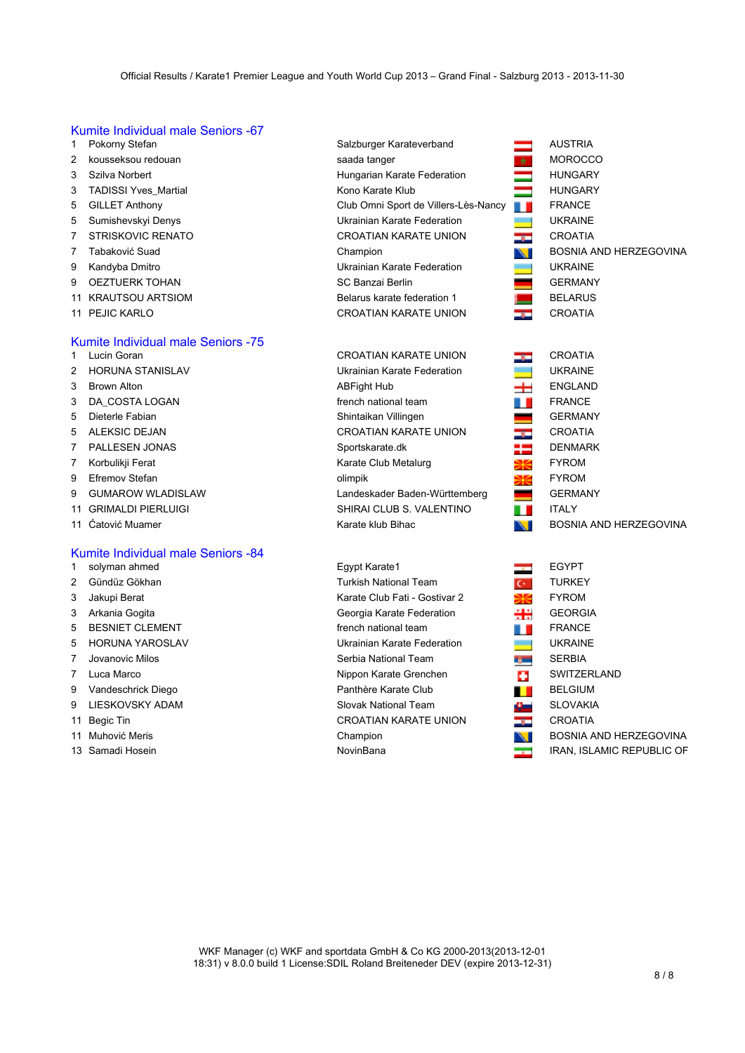## Kumite Individual male Seniors -67

| | | | |
|---|---|---|---|
| 1 | Pokorny Stefan | Salzburger Karateverband | AUSTRIA |
| 2 | kousseksou redouan | saada tanger | MOROCCO |
| 3 | Szilva Norbert | Hungarian Karate Federation | HUNGARY |
| 3 | TADISSI Yves_Martial | Kono Karate Klub | HUNGARY |
| 5 | GILLET Anthony | Club Omni Sport de Villers-Lès-Nancy | FRANCE |
| 5 | Sumishevskyi Denys | Ukrainian Karate Federation | UKRAINE |
| 7 | STRISKOVIC RENATO | CROATIAN KARATE UNION | CROATIA |
| 7 | Tabaković Suad | Champion | BOSNIA AND HERZEGOVINA |
| 9 | Kandyba Dmitro | Ukrainian Karate Federation | UKRAINE |
| 9 | OEZTUERK TOHAN | SC Banzai Berlin | GERMANY |
| 11 | KRAUTSOU ARTSIOM | Belarus karate federation 1 | BELARUS |
| 11 | PEJIC KARLO | CROATIAN KARATE UNION | CROATIA |

## Kumite Individual male Seniors -75

| | | | |
|---|---|---|---|
| 1 | Lucin Goran | CROATIAN KARATE UNION | CROATIA |
| 2 | HORUNA STANISLAV | Ukrainian Karate Federation | UKRAINE |
| 3 | Brown Alton | ABFight Hub | ENGLAND |
| 3 | DA_COSTA LOGAN | french national team | FRANCE |
| 5 | Dieterle Fabian | Shintaikan Villingen | GERMANY |
| 5 | ALEKSIC DEJAN | CROATIAN KARATE UNION | CROATIA |
| 7 | PALLESEN JONAS | Sportskarate.dk | DENMARK |
| 7 | Korbulikji Ferat | Karate Club Metalurg | FYROM |
| 9 | Efremov Stefan | olimpik | FYROM |
| 9 | GUMAROW WLADISLAW | Landeskader Baden-Württemberg | GERMANY |
| 11 | GRIMALDI PIERLUIGI | SHIRAI CLUB S. VALENTINO | ITALY |
| 11 | Ćatović Muamer | Karate klub Bihac | BOSNIA AND HERZEGOVINA |

## Kumite Individual male Seniors -84

| | | | |
|---|---|---|---|
| 1 | solyman ahmed | Egypt Karate1 | EGYPT |
| 2 | Gündüz Gökhan | Turkish National Team | TURKEY |
| 3 | Jakupi Berat | Karate Club Fati - Gostivar 2 | FYROM |
| 3 | Arkania Gogita | Georgia Karate Federation | GEORGIA |
| 5 | BESNIET CLEMENT | french national team | FRANCE |
| 5 | HORUNA YAROSLAV | Ukrainian Karate Federation | UKRAINE |
| 7 | Jovanovic Milos | Serbia National Team | SERBIA |
| 7 | Luca Marco | Nippon Karate Grenchen | SWITZERLAND |
| 9 | Vandeschrick Diego | Panthère Karate Club | BELGIUM |
| 9 | LIESKOVSKY ADAM | Slovak National Team | SLOVAKIA |
| 11 | Begic Tin | CROATIAN KARATE UNION | CROATIA |
| 11 | Muhović Meris | Champion | BOSNIA AND HERZEGOVINA |
| 13 | Samadi Hosein | NovinBana | IRAN, ISLAMIC REPUBLIC OF |

WKF Manager (c) WKF and sportdata GmbH & Co KG 2000-2013(2013-12-01 18:31) v 8.0.0 build 1 License:SDIL Roland Breiteneder DEV (expire 2013-12-31)